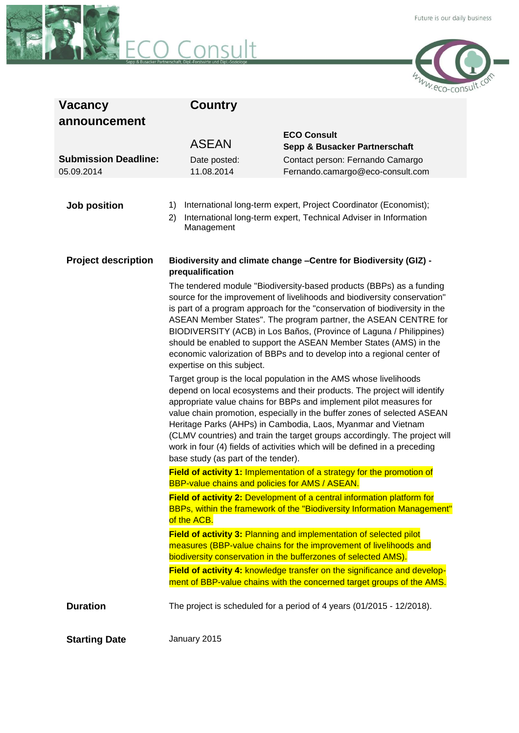Future is our daily business

# ECO Consult

Sepp & Busacker Partnerschaft, Dipl.-Forstwirte und Dipl.-Soziologe

www.eco-consult.com

| **Vacancy announcement** | **Country** | |
|---|---|---|
| | ASEAN | **ECO Consult** **Sepp & Busacker Partnerschaft** |
| **Submission Deadline:** 05.09.2014 | Date posted: 11.08.2014 | Contact person: Fernando Camargo Fernando.camargo@eco-consult.com |

**Job position**

1) International long-term expert, Project Coordinator (Economist);
2) International long-term expert, Technical Adviser in Information Management

**Project description**

**Biodiversity and climate change –Centre for Biodiversity (GIZ) - prequalification**

The tendered module "Biodiversity-based products (BBPs) as a funding source for the improvement of livelihoods and biodiversity conservation" is part of a program approach for the "conservation of biodiversity in the ASEAN Member States". The program partner, the ASEAN CENTRE for BIODIVERSITY (ACB) in Los Baños, (Province of Laguna / Philippines) should be enabled to support the ASEAN Member States (AMS) in the economic valorization of BBPs and to develop into a regional center of expertise on this subject.

Target group is the local population in the AMS whose livelihoods depend on local ecosystems and their products. The project will identify appropriate value chains for BBPs and implement pilot measures for value chain promotion, especially in the buffer zones of selected ASEAN Heritage Parks (AHPs) in Cambodia, Laos, Myanmar and Vietnam (CLMV countries) and train the target groups accordingly. The project will work in four (4) fields of activities which will be defined in a preceding base study (as part of the tender).

**Field of activity 1:** Implementation of a strategy for the promotion of BBP-value chains and policies for AMS / ASEAN.

**Field of activity 2:** Development of a central information platform for BBPs, within the framework of the "Biodiversity Information Management" of the ACB.

**Field of activity 3:** Planning and implementation of selected pilot measures (BBP-value chains for the improvement of livelihoods and biodiversity conservation in the bufferzones of selected AMS).

**Field of activity 4:** knowledge transfer on the significance and development of BBP-value chains with the concerned target groups of the AMS.

**Duration**

The project is scheduled for a period of 4 years (01/2015 - 12/2018).

**Starting Date**

January 2015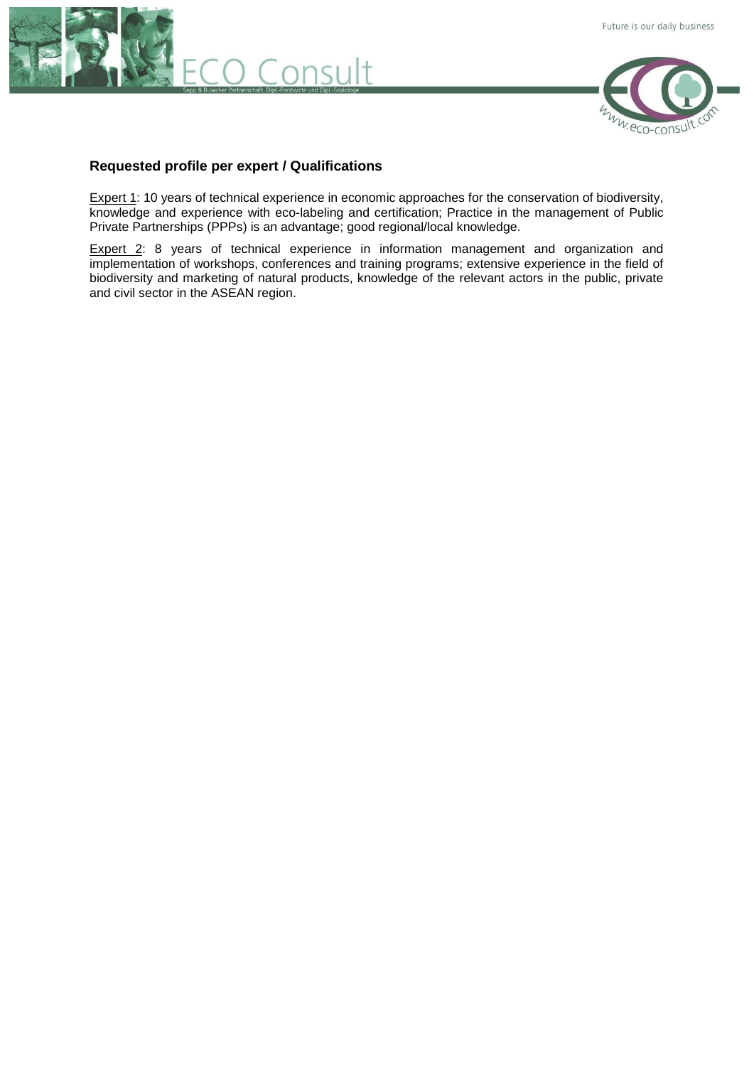## Requested profile per expert / Qualifications

Expert 1: 10 years of technical experience in economic approaches for the conservation of biodiversity, knowledge and experience with eco-labeling and certification; Practice in the management of Public Private Partnerships (PPPs) is an advantage; good regional/local knowledge.

Expert 2: 8 years of technical experience in information management and organization and implementation of workshops, conferences and training programs; extensive experience in the field of biodiversity and marketing of natural products, knowledge of the relevant actors in the public, private and civil sector in the ASEAN region.